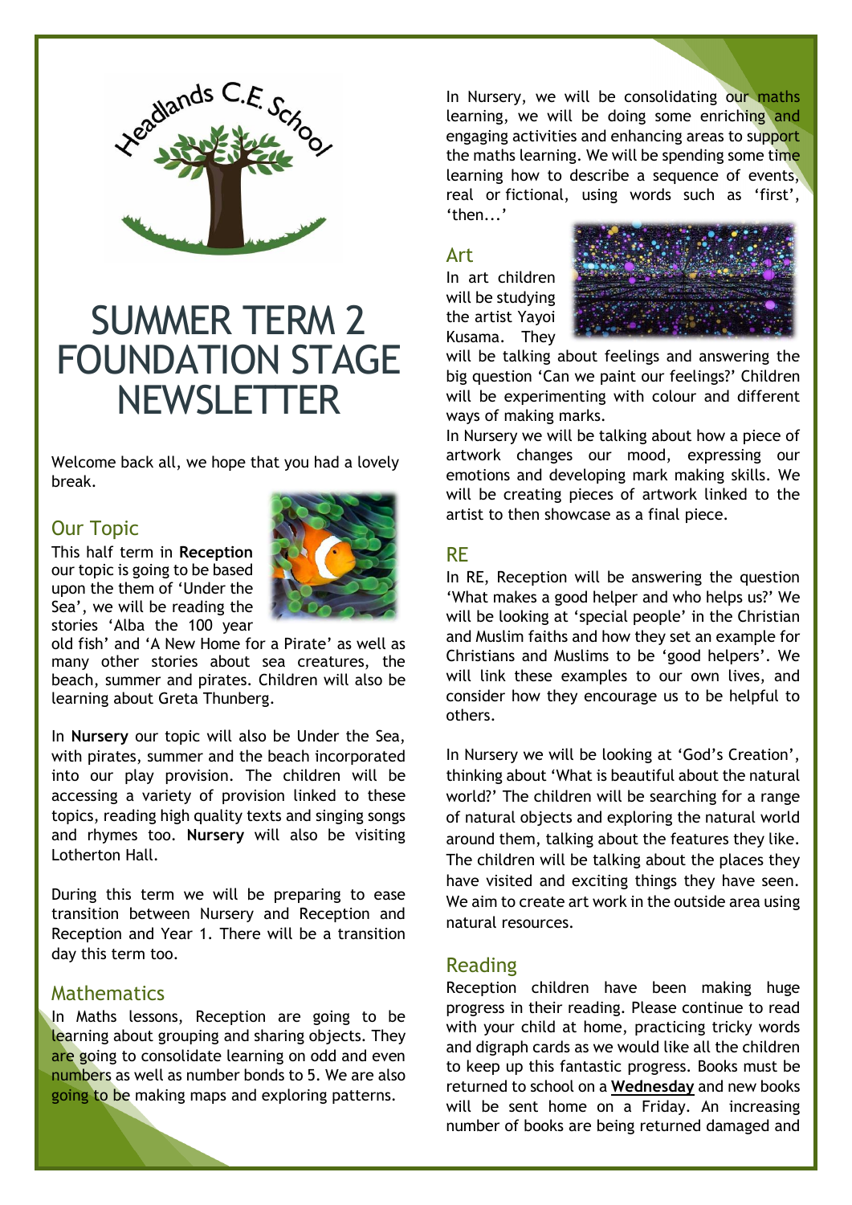Headlands C.E. School

# SUMMER TERM 2 FOUNDATION STAGE NEWSLETTER

Welcome back all, we hope that you had a lovely break.

## Our Topic

This half term in **Reception** our topic is going to be based upon the them of 'Under the Sea', we will be reading the stories 'Alba the 100 year old fish' and 'A New Home for a Pirate' as well as many other stories about sea creatures, the beach, summer and pirates. Children will also be learning about Greta Thunberg.

In **Nursery** our topic will also be Under the Sea, with pirates, summer and the beach incorporated into our play provision. The children will be accessing a variety of provision linked to these topics, reading high quality texts and singing songs and rhymes too. **Nursery** will also be visiting Lotherton Hall.

During this term we will be preparing to ease transition between Nursery and Reception and Reception and Year 1. There will be a transition day this term too.

## Mathematics

In Maths lessons, Reception are going to be learning about grouping and sharing objects. They are going to consolidate learning on odd and even numbers as well as number bonds to 5. We are also going to be making maps and exploring patterns.

In Nursery, we will be consolidating our maths learning, we will be doing some enriching and engaging activities and enhancing areas to support the maths learning. We will be spending some time learning how to describe a sequence of events, real or fictional, using words such as 'first', 'then...'

## Art

In art children will be studying the artist Yayoi Kusama. They will be talking about feelings and answering the big question 'Can we paint our feelings?' Children will be experimenting with colour and different ways of making marks.

In Nursery we will be talking about how a piece of artwork changes our mood, expressing our emotions and developing mark making skills. We will be creating pieces of artwork linked to the artist to then showcase as a final piece.

## RE

In RE, Reception will be answering the question 'What makes a good helper and who helps us?' We will be looking at 'special people' in the Christian and Muslim faiths and how they set an example for Christians and Muslims to be 'good helpers'. We will link these examples to our own lives, and consider how they encourage us to be helpful to others.

In Nursery we will be looking at 'God's Creation', thinking about 'What is beautiful about the natural world?' The children will be searching for a range of natural objects and exploring the natural world around them, talking about the features they like. The children will be talking about the places they have visited and exciting things they have seen. We aim to create art work in the outside area using natural resources.

## Reading

Reception children have been making huge progress in their reading. Please continue to read with your child at home, practicing tricky words and digraph cards as we would like all the children to keep up this fantastic progress. Books must be returned to school on a **Wednesday** and new books will be sent home on a Friday. An increasing number of books are being returned damaged and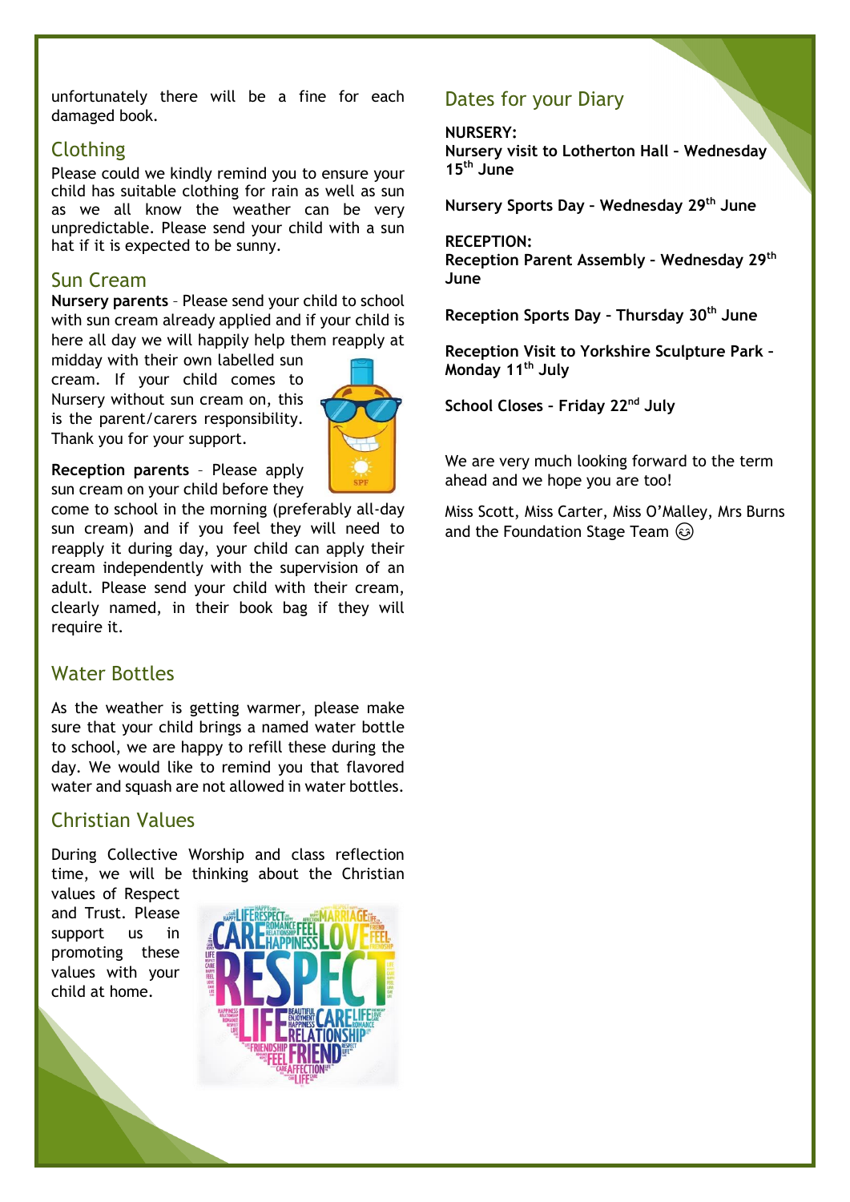unfortunately there will be a fine for each damaged book.

## Clothing

Please could we kindly remind you to ensure your child has suitable clothing for rain as well as sun as we all know the weather can be very unpredictable. Please send your child with a sun hat if it is expected to be sunny.

## Sun Cream

**Nursery parents** – Please send your child to school with sun cream already applied and if your child is here all day we will happily help them reapply at midday with their own labelled sun cream. If your child comes to Nursery without sun cream on, this is the parent/carers responsibility. Thank you for your support.

**Reception parents** – Please apply sun cream on your child before they come to school in the morning (preferably all-day sun cream) and if you feel they will need to reapply it during day, your child can apply their cream independently with the supervision of an adult. Please send your child with their cream, clearly named, in their book bag if they will require it.

## Water Bottles

As the weather is getting warmer, please make sure that your child brings a named water bottle to school, we are happy to refill these during the day. We would like to remind you that flavored water and squash are not allowed in water bottles.

## Christian Values

During Collective Worship and class reflection time, we will be thinking about the Christian values of Respect and Trust. Please support us in promoting these values with your child at home.

## Dates for your Diary

**NURSERY:**
**Nursery visit to Lotherton Hall – Wednesday 15th June**

**Nursery Sports Day – Wednesday 29th June**

**RECEPTION:**
**Reception Parent Assembly – Wednesday 29th June**

**Reception Sports Day – Thursday 30th June**

**Reception Visit to Yorkshire Sculpture Park – Monday 11th July**

**School Closes – Friday 22nd July**

We are very much looking forward to the term ahead and we hope you are too!

Miss Scott, Miss Carter, Miss O'Malley, Mrs Burns and the Foundation Stage Team ☺